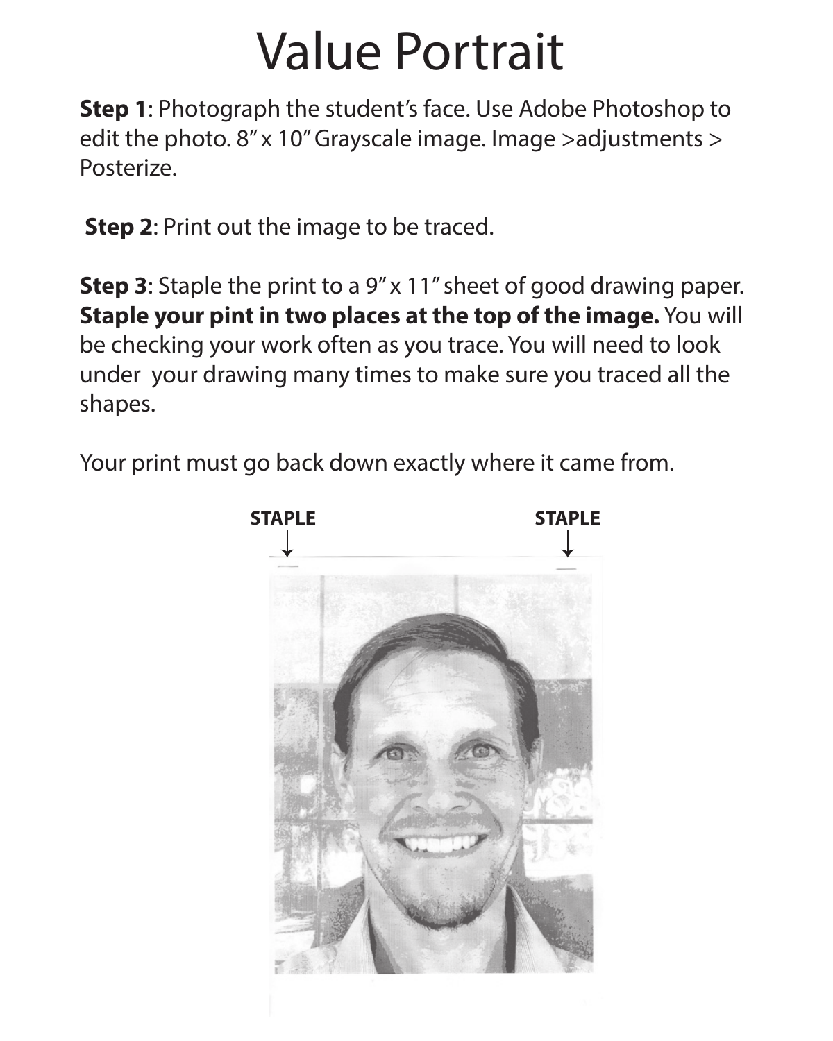# Value Portrait

**Step 1**: Photograph the student's face. Use Adobe Photoshop to edit the photo. 8" x 10" Grayscale image. Image >adjustments > Posterize.

**Step 2**: Print out the image to be traced.

**Step 3**: Staple the print to a 9" x 11" sheet of good drawing paper. **Staple your pint in two places at the top of the image.** You will be checking your work often as you trace. You will need to look under your drawing many times to make sure you traced all the shapes.

Your print must go back down exactly where it came from.

STAPLE STAPLE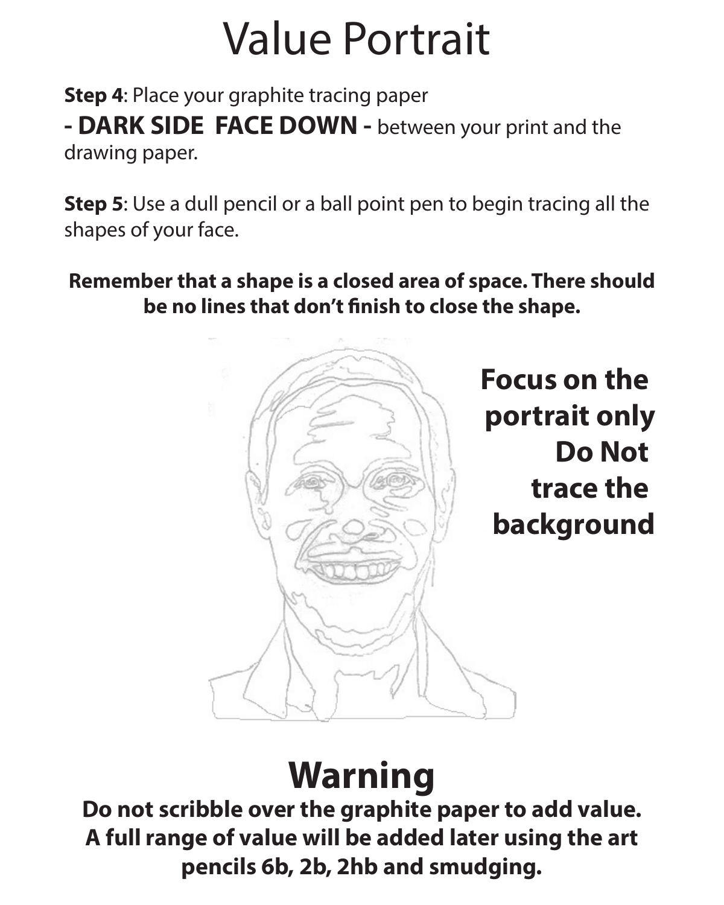# Value Portrait

**Step 4**: Place your graphite tracing paper

**- DARK SIDE FACE DOWN -** between your print and the drawing paper.

**Step 5**: Use a dull pencil or a ball point pen to begin tracing all the shapes of your face.

**Remember that a shape is a closed area of space. There should be no lines that don't finish to close the shape.**

**Focus on the portrait only Do Not trace the background**

## Warning

**Do not scribble over the graphite paper to add value. A full range of value will be added later using the art pencils 6b, 2b, 2hb and smudging.**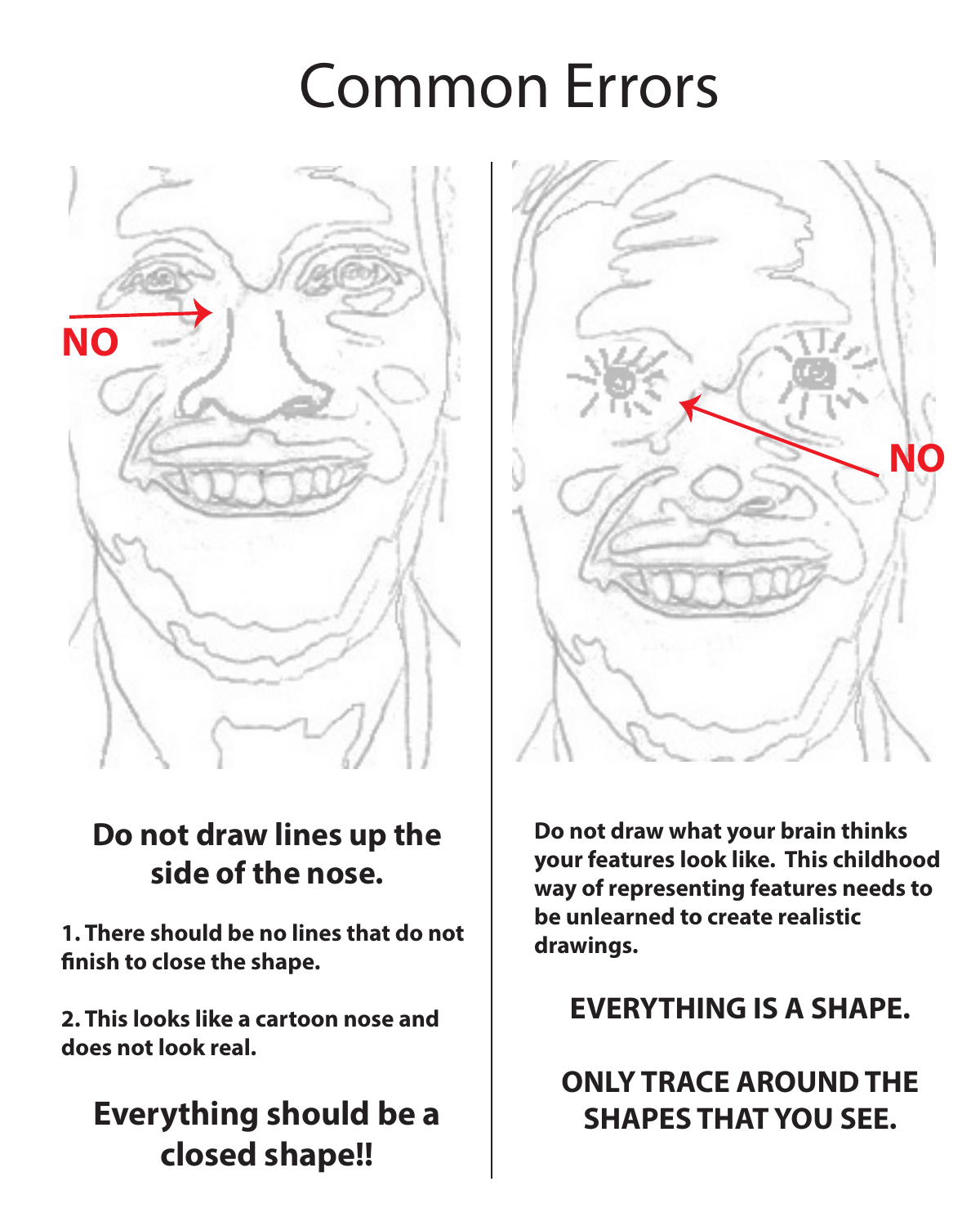# Common Errors

NO

**Do not draw lines up the side of the nose.**

**1. There should be no lines that do not finish to close the shape.**

**2. This looks like a cartoon nose and does not look real.**

**Everything should be a closed shape!!**

NO

**Do not draw what your brain thinks your features look like. This childhood way of representing features needs to be unlearned to create realistic drawings.**

**EVERYTHING IS A SHAPE.**

**ONLY TRACE AROUND THE SHAPES THAT YOU SEE.**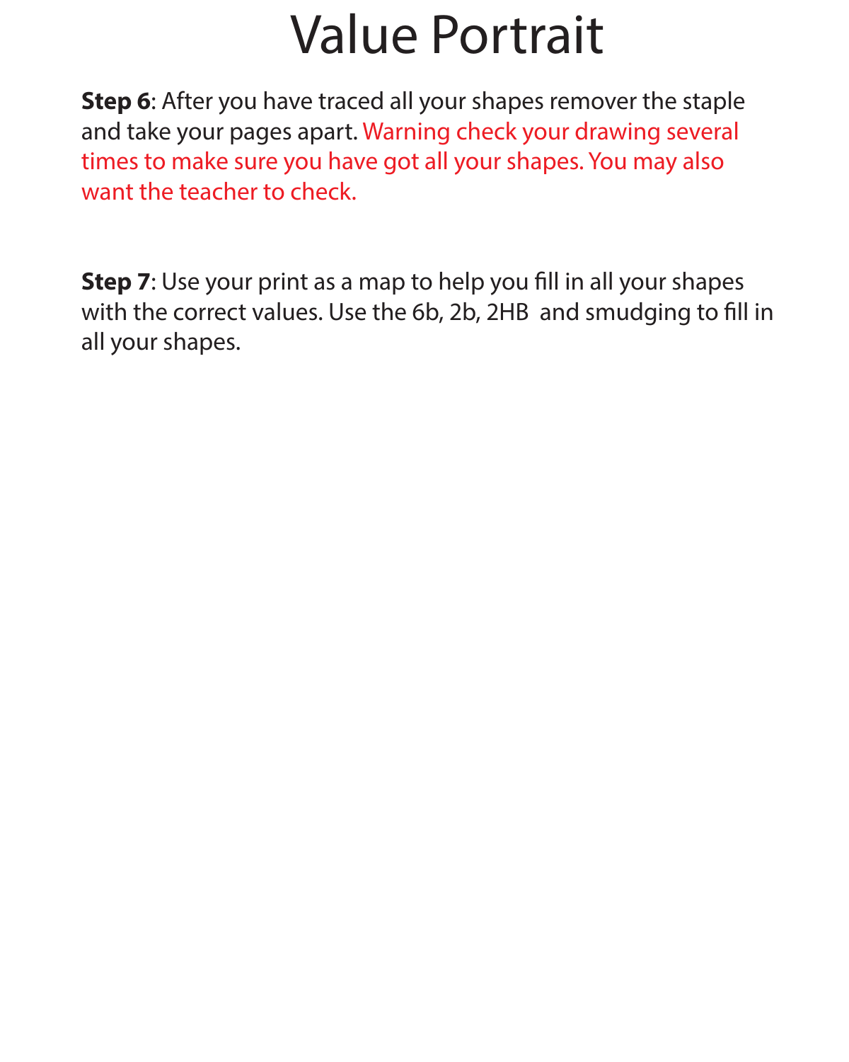# Value Portrait

**Step 6**: After you have traced all your shapes remover the staple and take your pages apart. Warning check your drawing several times to make sure you have got all your shapes. You may also want the teacher to check.

**Step 7**: Use your print as a map to help you fill in all your shapes with the correct values. Use the 6b, 2b, 2HB and smudging to fill in all your shapes.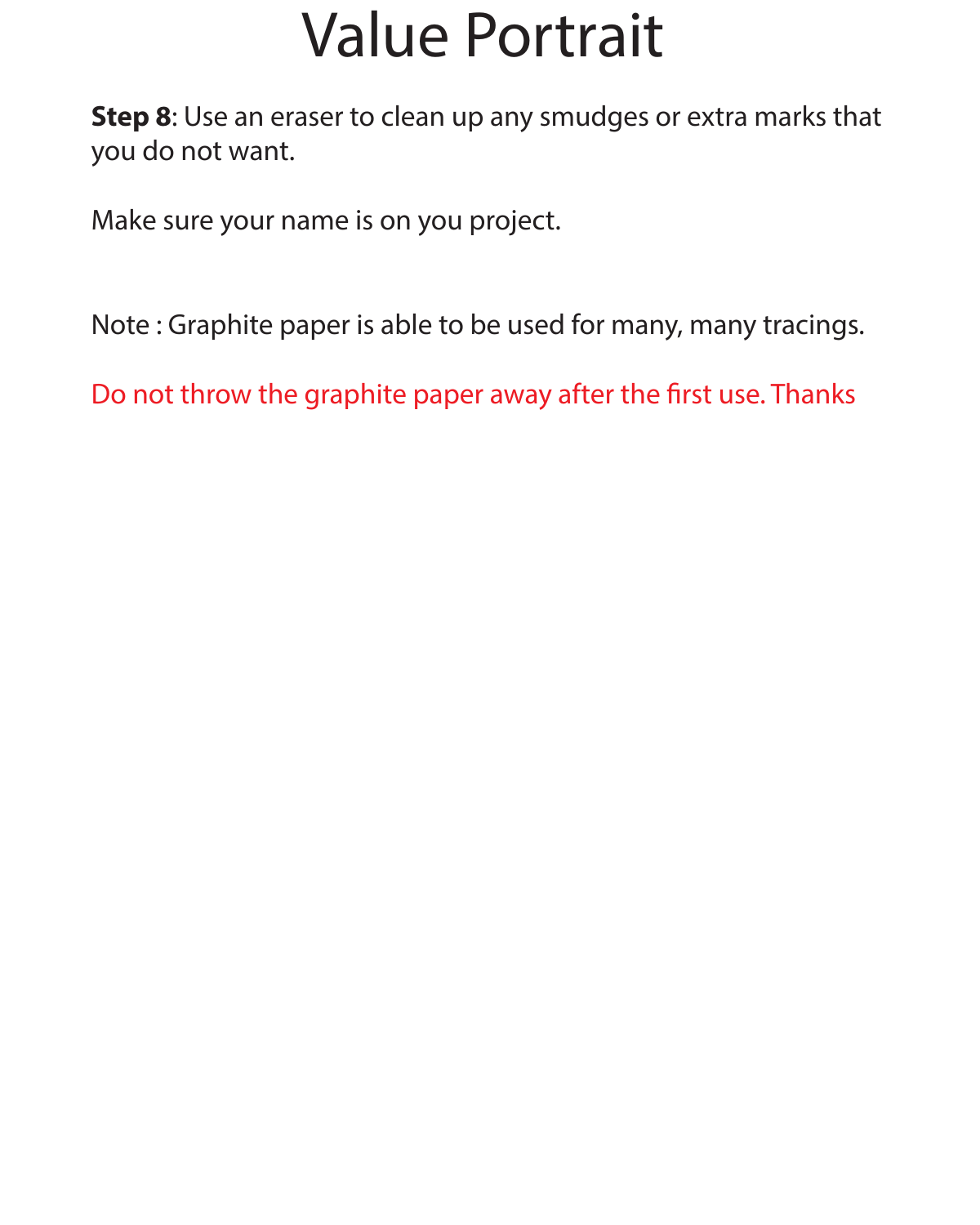# Value Portrait

**Step 8**: Use an eraser to clean up any smudges or extra marks that you do not want.

Make sure your name is on you project.

Note : Graphite paper is able to be used for many, many tracings.

Do not throw the graphite paper away after the first use. Thanks